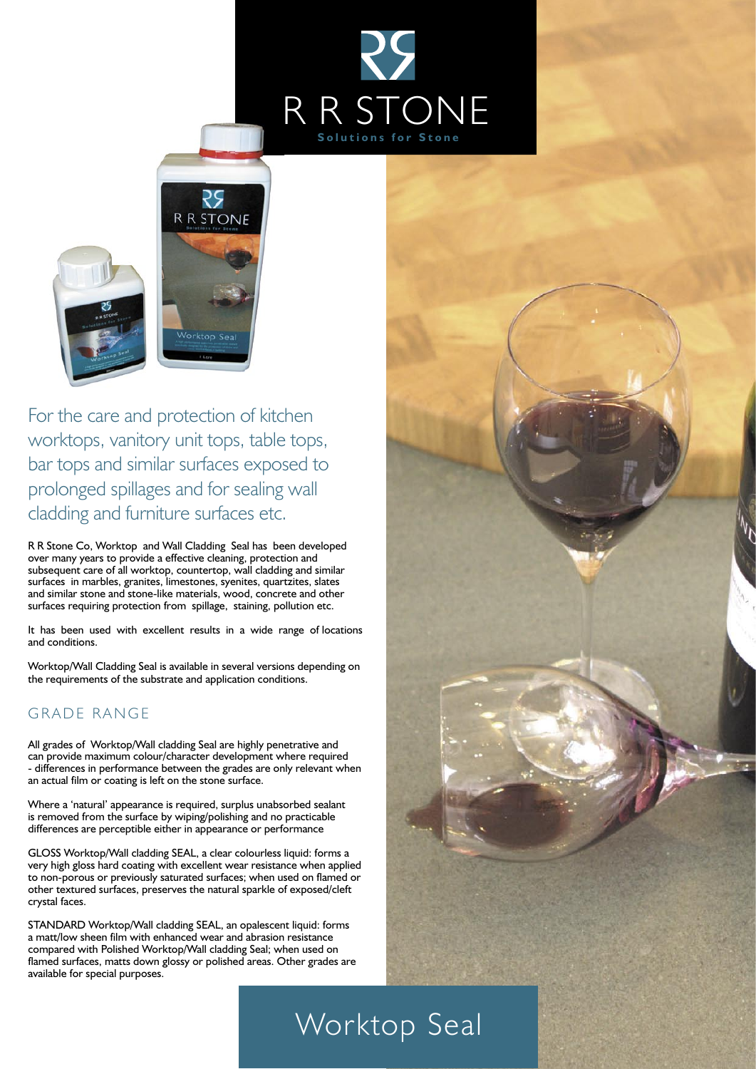# R R STONE

Solutions for Stone

For the care and protection of kitchen worktops, vanitory unit tops, table tops, bar tops and similar surfaces exposed to prolonged spillages and for sealing wall cladding and furniture surfaces etc.

R R Stone Co, Worktop and Wall Cladding Seal has been developed over many years to provide a effective cleaning, protection and subsequent care of all worktop, countertop, wall cladding and similar surfaces in marbles, granites, limestones, syenites, quartzites, slates and similar stone and stone-like materials, wood, concrete and other surfaces requiring protection from spillage, staining, pollution etc.

It has been used with excellent results in a wide range of locations and conditions.

Worktop/Wall Cladding Seal is available in several versions depending on the requirements of the substrate and application conditions.

## GRADE RANGE

All grades of Worktop/Wall cladding Seal are highly penetrative and can provide maximum colour/character development where required - differences in performance between the grades are only relevant when an actual film or coating is left on the stone surface.

Where a 'natural' appearance is required, surplus unabsorbed sealant is removed from the surface by wiping/polishing and no practicable differences are perceptible either in appearance or performance

GLOSS Worktop/Wall cladding SEAL, a clear colourless liquid: forms a very high gloss hard coating with excellent wear resistance when applied to non-porous or previously saturated surfaces; when used on flamed or other textured surfaces, preserves the natural sparkle of exposed/cleft crystal faces.

STANDARD Worktop/Wall cladding SEAL, an opalescent liquid: forms a matt/low sheen film with enhanced wear and abrasion resistance compared with Polished Worktop/Wall cladding Seal; when used on flamed surfaces, matts down glossy or polished areas. Other grades are available for special purposes.

# Worktop Seal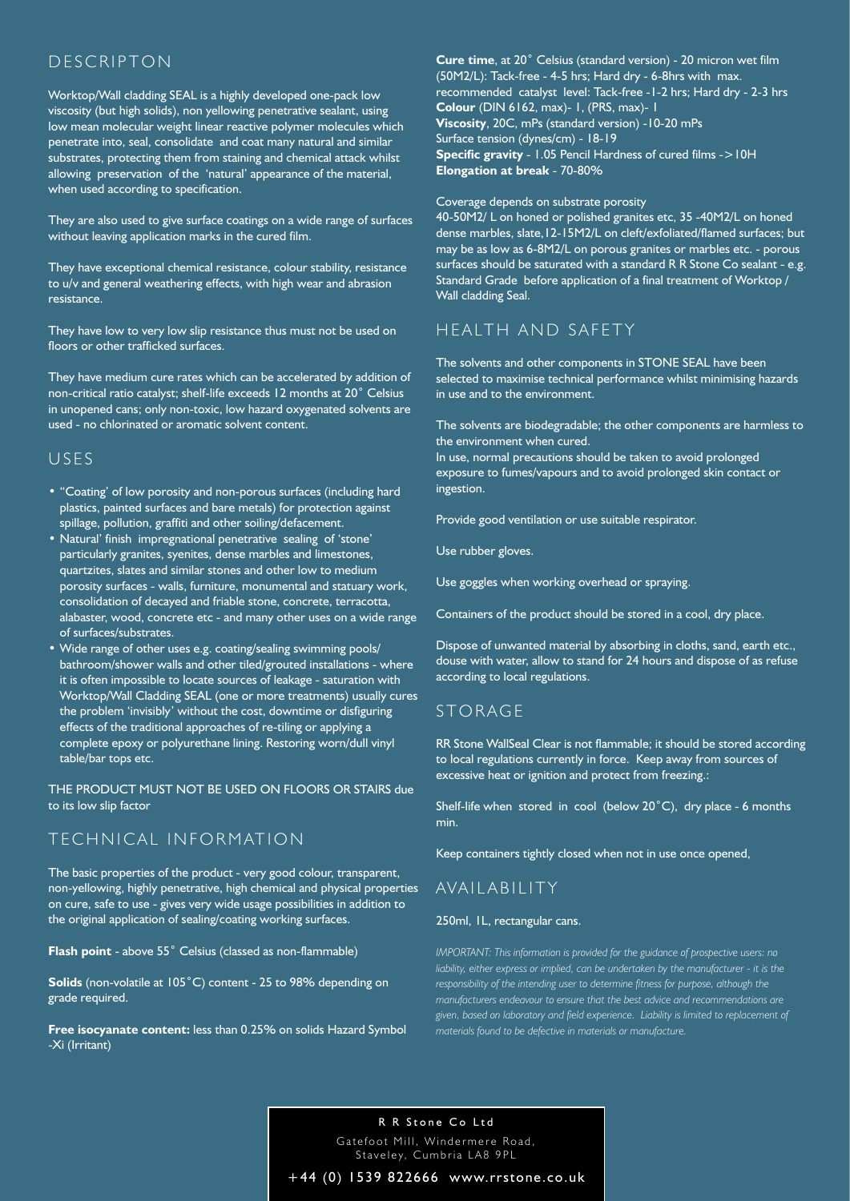## DESCRIPTON

Worktop/Wall cladding SEAL is a highly developed one-pack low viscosity (but high solids), non yellowing penetrative sealant, using low mean molecular weight linear reactive polymer molecules which penetrate into, seal, consolidate and coat many natural and similar substrates, protecting them from staining and chemical attack whilst allowing preservation of the 'natural' appearance of the material, when used according to specification.

They are also used to give surface coatings on a wide range of surfaces without leaving application marks in the cured film.

They have exceptional chemical resistance, colour stability, resistance to u/v and general weathering effects, with high wear and abrasion resistance.

They have low to very low slip resistance thus must not be used on floors or other trafficked surfaces.

They have medium cure rates which can be accelerated by addition of non-critical ratio catalyst; shelf-life exceeds 12 months at 20˚ Celsius in unopened cans; only non-toxic, low hazard oxygenated solvents are used - no chlorinated or aromatic solvent content.

## USES

- "Coating' of low porosity and non-porous surfaces (including hard plastics, painted surfaces and bare metals) for protection against spillage, pollution, graffiti and other soiling/defacement.
- Natural' finish impregnational penetrative sealing of 'stone' particularly granites, syenites, dense marbles and limestones, quartzites, slates and similar stones and other low to medium porosity surfaces - walls, furniture, monumental and statuary work, consolidation of decayed and friable stone, concrete, terracotta, alabaster, wood, concrete etc - and many other uses on a wide range of surfaces/substrates.
- Wide range of other uses e.g. coating/sealing swimming pools/ bathroom/shower walls and other tiled/grouted installations - where it is often impossible to locate sources of leakage - saturation with Worktop/Wall Cladding SEAL (one or more treatments) usually cures the problem 'invisibly' without the cost, downtime or disfiguring effects of the traditional approaches of re-tiling or applying a complete epoxy or polyurethane lining. Restoring worn/dull vinyl table/bar tops etc.

THE PRODUCT MUST NOT BE USED ON FLOORS OR STAIRS due to its low slip factor

## TECHNICAL INFORMATION

The basic properties of the product - very good colour, transparent, non-yellowing, highly penetrative, high chemical and physical properties on cure, safe to use - gives very wide usage possibilities in addition to the original application of sealing/coating working surfaces.

**Flash point** - above 55˚ Celsius (classed as non-flammable)

**Solids** (non-volatile at 105˚C) content - 25 to 98% depending on grade required.

**Free isocyanate content:** less than 0.25% on solids Hazard Symbol -Xi (Irritant)

**Cure time**, at 20˚ Celsius (standard version) - 20 micron wet film (50M2/L): Tack-free - 4-5 hrs; Hard dry - 6-8hrs with max. recommended catalyst level: Tack-free -1-2 hrs; Hard dry - 2-3 hrs
**Colour** (DIN 6162, max)- 1, (PRS, max)- 1
**Viscosity**, 20C, mPs (standard version) -10-20 mPs
Surface tension (dynes/cm) - 18-19
**Specific gravity** - 1.05 Pencil Hardness of cured films ->10H
**Elongation at break** - 70-80%

Coverage depends on substrate porosity
40-50M2/ L on honed or polished granites etc, 35 -40M2/L on honed dense marbles, slate,12-15M2/L on cleft/exfoliated/flamed surfaces; but may be as low as 6-8M2/L on porous granites or marbles etc. - porous surfaces should be saturated with a standard R R Stone Co sealant - e.g. Standard Grade before application of a final treatment of Worktop / Wall cladding Seal.

## HEALTH AND SAFETY

The solvents and other components in STONE SEAL have been selected to maximise technical performance whilst minimising hazards in use and to the environment.

The solvents are biodegradable; the other components are harmless to the environment when cured.
In use, normal precautions should be taken to avoid prolonged exposure to fumes/vapours and to avoid prolonged skin contact or ingestion.

Provide good ventilation or use suitable respirator.

Use rubber gloves.

Use goggles when working overhead or spraying.

Containers of the product should be stored in a cool, dry place.

Dispose of unwanted material by absorbing in cloths, sand, earth etc., douse with water, allow to stand for 24 hours and dispose of as refuse according to local regulations.

## STORAGE

RR Stone WallSeal Clear is not flammable; it should be stored according to local regulations currently in force. Keep away from sources of excessive heat or ignition and protect from freezing.:

Shelf-life when stored in cool (below 20˚C), dry place - 6 months min.

Keep containers tightly closed when not in use once opened,

## AVAILABILITY

250ml, 1L, rectangular cans.

*IMPORTANT: This information is provided for the guidance of prospective users: no liability, either express or implied, can be undertaken by the manufacturer - it is the responsibility of the intending user to determine fitness for purpose, although the manufacturers endeavour to ensure that the best advice and recommendations are given, based on laboratory and field experience. Liability is limited to replacement of materials found to be defective in materials or manufacture.*

R R Stone Co Ltd
Gatefoot Mill, Windermere Road,
Staveley, Cumbria LA8 9PL
+44 (0) 1539 822666 www.rrstone.co.uk